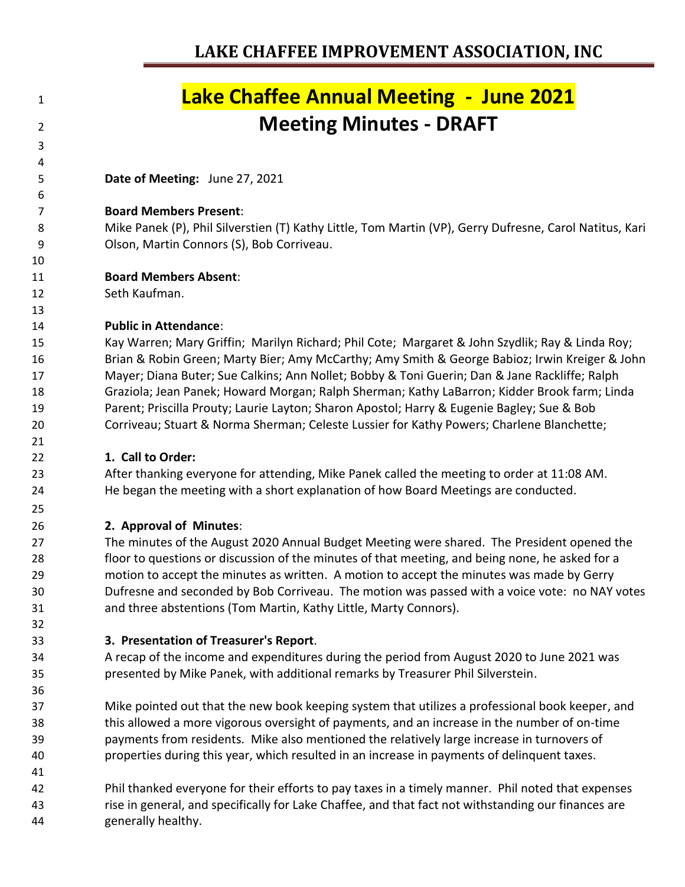# LAKE CHAFFEE IMPROVEMENT ASSOCIATION, INC

## Lake Chaffee Annual Meeting - June 2021

## Meeting Minutes - DRAFT

**Date of Meeting:** June 27, 2021

**Board Members Present**:
Mike Panek (P), Phil Silverstien (T) Kathy Little, Tom Martin (VP), Gerry Dufresne, Carol Natitus, Kari Olson, Martin Connors (S), Bob Corriveau.

**Board Members Absent**:
Seth Kaufman.

**Public in Attendance**:
Kay Warren; Mary Griffin; Marilyn Richard; Phil Cote; Margaret & John Szydlik; Ray & Linda Roy; Brian & Robin Green; Marty Bier; Amy McCarthy; Amy Smith & George Babioz; Irwin Kreiger & John Mayer; Diana Buter; Sue Calkins; Ann Nollet; Bobby & Toni Guerin; Dan & Jane Rackliffe; Ralph Graziola; Jean Panek; Howard Morgan; Ralph Sherman; Kathy LaBarron; Kidder Brook farm; Linda Parent; Priscilla Prouty; Laurie Layton; Sharon Apostol; Harry & Eugenie Bagley; Sue & Bob Corriveau; Stuart & Norma Sherman; Celeste Lussier for Kathy Powers; Charlene Blanchette;

**1. Call to Order:**
After thanking everyone for attending, Mike Panek called the meeting to order at 11:08 AM. He began the meeting with a short explanation of how Board Meetings are conducted.

**2. Approval of Minutes**:
The minutes of the August 2020 Annual Budget Meeting were shared. The President opened the floor to questions or discussion of the minutes of that meeting, and being none, he asked for a motion to accept the minutes as written. A motion to accept the minutes was made by Gerry Dufresne and seconded by Bob Corriveau. The motion was passed with a voice vote: no NAY votes and three abstentions (Tom Martin, Kathy Little, Marty Connors).

**3. Presentation of Treasurer's Report**.
A recap of the income and expenditures during the period from August 2020 to June 2021 was presented by Mike Panek, with additional remarks by Treasurer Phil Silverstein.

Mike pointed out that the new book keeping system that utilizes a professional book keeper, and this allowed a more vigorous oversight of payments, and an increase in the number of on-time payments from residents. Mike also mentioned the relatively large increase in turnovers of properties during this year, which resulted in an increase in payments of delinquent taxes.

Phil thanked everyone for their efforts to pay taxes in a timely manner. Phil noted that expenses rise in general, and specifically for Lake Chaffee, and that fact not withstanding our finances are generally healthy.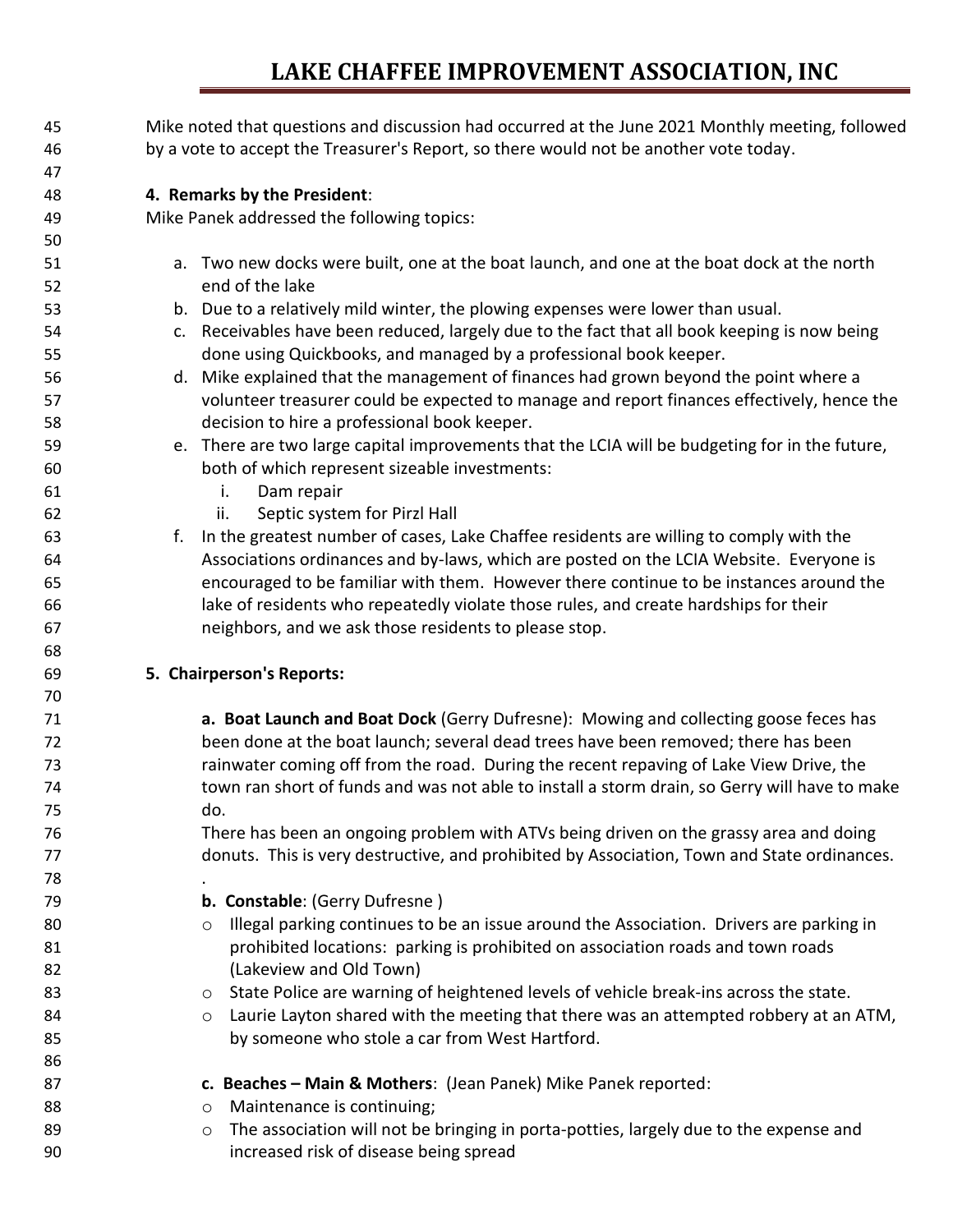Mike noted that questions and discussion had occurred at the June 2021 Monthly meeting, followed by a vote to accept the Treasurer's Report, so there would not be another vote today.

**4. Remarks by the President**:

Mike Panek addressed the following topics:

a. Two new docks were built, one at the boat launch, and one at the boat dock at the north end of the lake
b. Due to a relatively mild winter, the plowing expenses were lower than usual.
c. Receivables have been reduced, largely due to the fact that all book keeping is now being done using Quickbooks, and managed by a professional book keeper.
d. Mike explained that the management of finances had grown beyond the point where a volunteer treasurer could be expected to manage and report finances effectively, hence the decision to hire a professional book keeper.
e. There are two large capital improvements that the LCIA will be budgeting for in the future, both of which represent sizeable investments:
   i. Dam repair
   ii. Septic system for Pirzl Hall
f. In the greatest number of cases, Lake Chaffee residents are willing to comply with the Associations ordinances and by-laws, which are posted on the LCIA Website. Everyone is encouraged to be familiar with them. However there continue to be instances around the lake of residents who repeatedly violate those rules, and create hardships for their neighbors, and we ask those residents to please stop.

**5. Chairperson's Reports:**

**a. Boat Launch and Boat Dock** (Gerry Dufresne): Mowing and collecting goose feces has been done at the boat launch; several dead trees have been removed; there has been rainwater coming off from the road. During the recent repaving of Lake View Drive, the town ran short of funds and was not able to install a storm drain, so Gerry will have to make do.

There has been an ongoing problem with ATVs being driven on the grassy area and doing donuts. This is very destructive, and prohibited by Association, Town and State ordinances.

.

**b. Constable**: (Gerry Dufresne )

- Illegal parking continues to be an issue around the Association. Drivers are parking in prohibited locations: parking is prohibited on association roads and town roads (Lakeview and Old Town)
- State Police are warning of heightened levels of vehicle break-ins across the state.
- Laurie Layton shared with the meeting that there was an attempted robbery at an ATM, by someone who stole a car from West Hartford.

**c. Beaches – Main & Mothers**: (Jean Panek) Mike Panek reported:

- Maintenance is continuing;
- The association will not be bringing in porta-potties, largely due to the expense and increased risk of disease being spread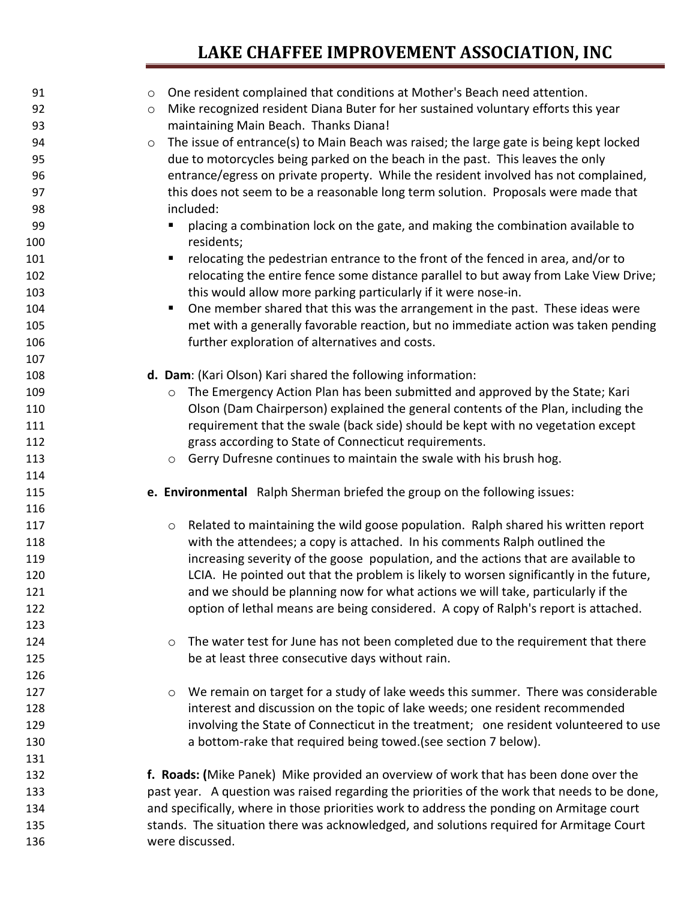- One resident complained that conditions at Mother's Beach need attention.
- Mike recognized resident Diana Buter for her sustained voluntary efforts this year maintaining Main Beach. Thanks Diana!
- The issue of entrance(s) to Main Beach was raised; the large gate is being kept locked due to motorcycles being parked on the beach in the past. This leaves the only entrance/egress on private property. While the resident involved has not complained, this does not seem to be a reasonable long term solution. Proposals were made that included:
  - placing a combination lock on the gate, and making the combination available to residents;
  - relocating the pedestrian entrance to the front of the fenced in area, and/or to relocating the entire fence some distance parallel to but away from Lake View Drive; this would allow more parking particularly if it were nose-in.
  - One member shared that this was the arrangement in the past. These ideas were met with a generally favorable reaction, but no immediate action was taken pending further exploration of alternatives and costs.

**d. Dam**: (Kari Olson) Kari shared the following information:

- The Emergency Action Plan has been submitted and approved by the State; Kari Olson (Dam Chairperson) explained the general contents of the Plan, including the requirement that the swale (back side) should be kept with no vegetation except grass according to State of Connecticut requirements.
- Gerry Dufresne continues to maintain the swale with his brush hog.

**e. Environmental** Ralph Sherman briefed the group on the following issues:

- Related to maintaining the wild goose population. Ralph shared his written report with the attendees; a copy is attached. In his comments Ralph outlined the increasing severity of the goose population, and the actions that are available to LCIA. He pointed out that the problem is likely to worsen significantly in the future, and we should be planning now for what actions we will take, particularly if the option of lethal means are being considered. A copy of Ralph's report is attached.

- The water test for June has not been completed due to the requirement that there be at least three consecutive days without rain.

- We remain on target for a study of lake weeds this summer. There was considerable interest and discussion on the topic of lake weeds; one resident recommended involving the State of Connecticut in the treatment; one resident volunteered to use a bottom-rake that required being towed.(see section 7 below).

**f. Roads: (**Mike Panek) Mike provided an overview of work that has been done over the past year. A question was raised regarding the priorities of the work that needs to be done, and specifically, where in those priorities work to address the ponding on Armitage court stands. The situation there was acknowledged, and solutions required for Armitage Court were discussed.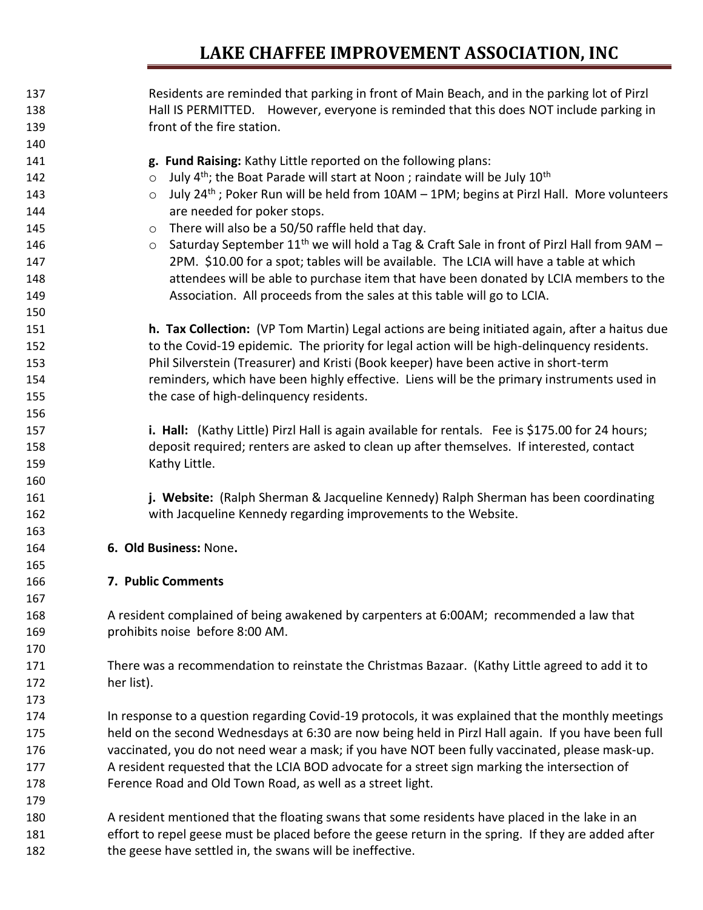Residents are reminded that parking in front of Main Beach, and in the parking lot of Pirzl Hall IS PERMITTED. However, everyone is reminded that this does NOT include parking in front of the fire station.

**g. Fund Raising:** Kathy Little reported on the following plans:

- July 4th; the Boat Parade will start at Noon ; raindate will be July 10th
- July 24th ; Poker Run will be held from 10AM – 1PM; begins at Pirzl Hall. More volunteers are needed for poker stops.
- There will also be a 50/50 raffle held that day.
- Saturday September 11th we will hold a Tag & Craft Sale in front of Pirzl Hall from 9AM – 2PM. $10.00 for a spot; tables will be available. The LCIA will have a table at which attendees will be able to purchase item that have been donated by LCIA members to the Association. All proceeds from the sales at this table will go to LCIA.

**h. Tax Collection:** (VP Tom Martin) Legal actions are being initiated again, after a haitus due to the Covid-19 epidemic. The priority for legal action will be high-delinquency residents. Phil Silverstein (Treasurer) and Kristi (Book keeper) have been active in short-term reminders, which have been highly effective. Liens will be the primary instruments used in the case of high-delinquency residents.

**i. Hall:** (Kathy Little) Pirzl Hall is again available for rentals. Fee is $175.00 for 24 hours; deposit required; renters are asked to clean up after themselves. If interested, contact Kathy Little.

**j. Website:** (Ralph Sherman & Jacqueline Kennedy) Ralph Sherman has been coordinating with Jacqueline Kennedy regarding improvements to the Website.

**6. Old Business:** None**.**

**7. Public Comments**

A resident complained of being awakened by carpenters at 6:00AM; recommended a law that prohibits noise before 8:00 AM.

There was a recommendation to reinstate the Christmas Bazaar. (Kathy Little agreed to add it to her list).

In response to a question regarding Covid-19 protocols, it was explained that the monthly meetings held on the second Wednesdays at 6:30 are now being held in Pirzl Hall again. If you have been full vaccinated, you do not need wear a mask; if you have NOT been fully vaccinated, please mask-up. A resident requested that the LCIA BOD advocate for a street sign marking the intersection of Ference Road and Old Town Road, as well as a street light.

A resident mentioned that the floating swans that some residents have placed in the lake in an effort to repel geese must be placed before the geese return in the spring. If they are added after the geese have settled in, the swans will be ineffective.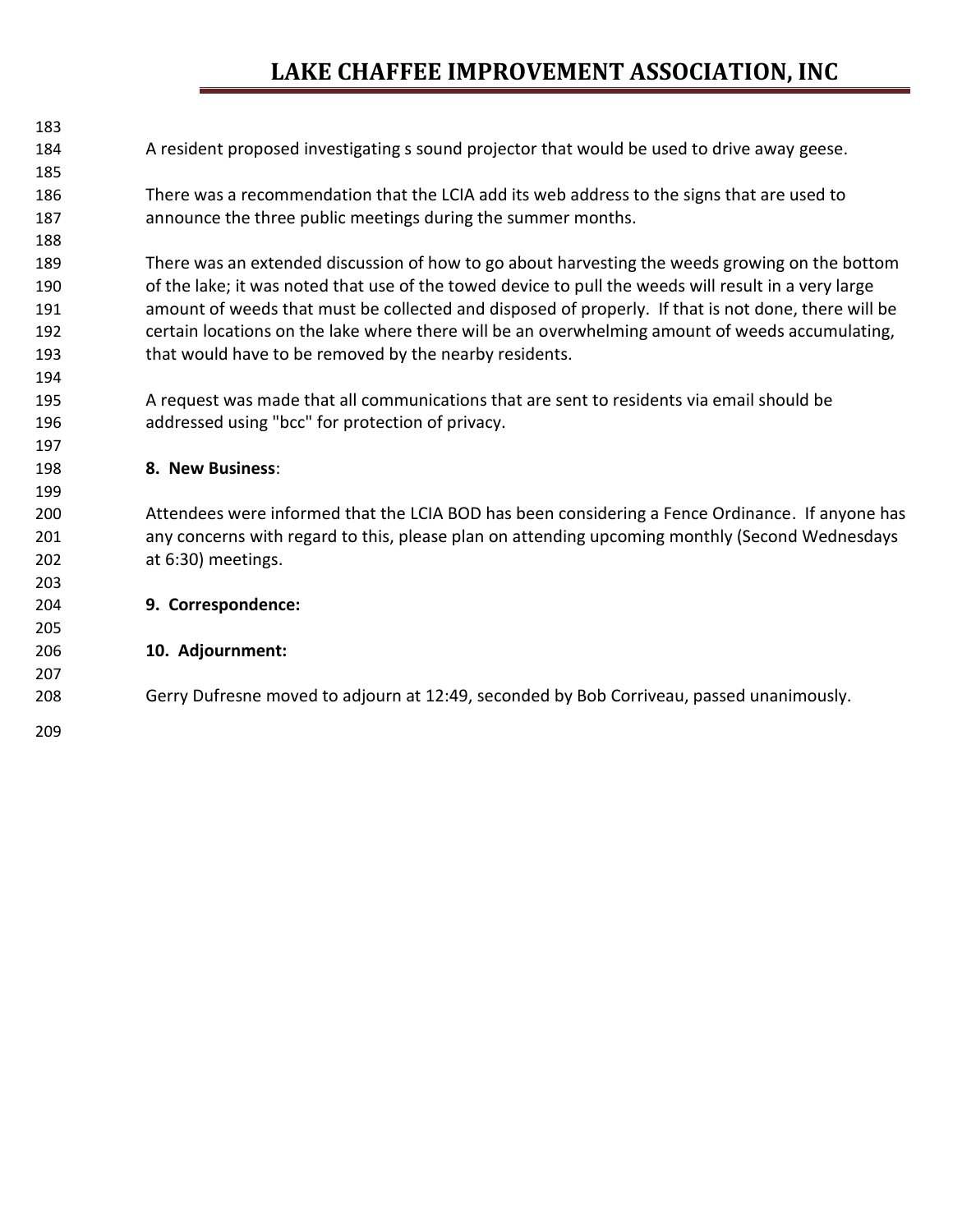A resident proposed investigating s sound projector that would be used to drive away geese.

There was a recommendation that the LCIA add its web address to the signs that are used to announce the three public meetings during the summer months.

There was an extended discussion of how to go about harvesting the weeds growing on the bottom of the lake; it was noted that use of the towed device to pull the weeds will result in a very large amount of weeds that must be collected and disposed of properly. If that is not done, there will be certain locations on the lake where there will be an overwhelming amount of weeds accumulating, that would have to be removed by the nearby residents.

A request was made that all communications that are sent to residents via email should be addressed using "bcc" for protection of privacy.

**8. New Business**:

Attendees were informed that the LCIA BOD has been considering a Fence Ordinance. If anyone has any concerns with regard to this, please plan on attending upcoming monthly (Second Wednesdays at 6:30) meetings.

**9. Correspondence:**

**10. Adjournment:**

Gerry Dufresne moved to adjourn at 12:49, seconded by Bob Corriveau, passed unanimously.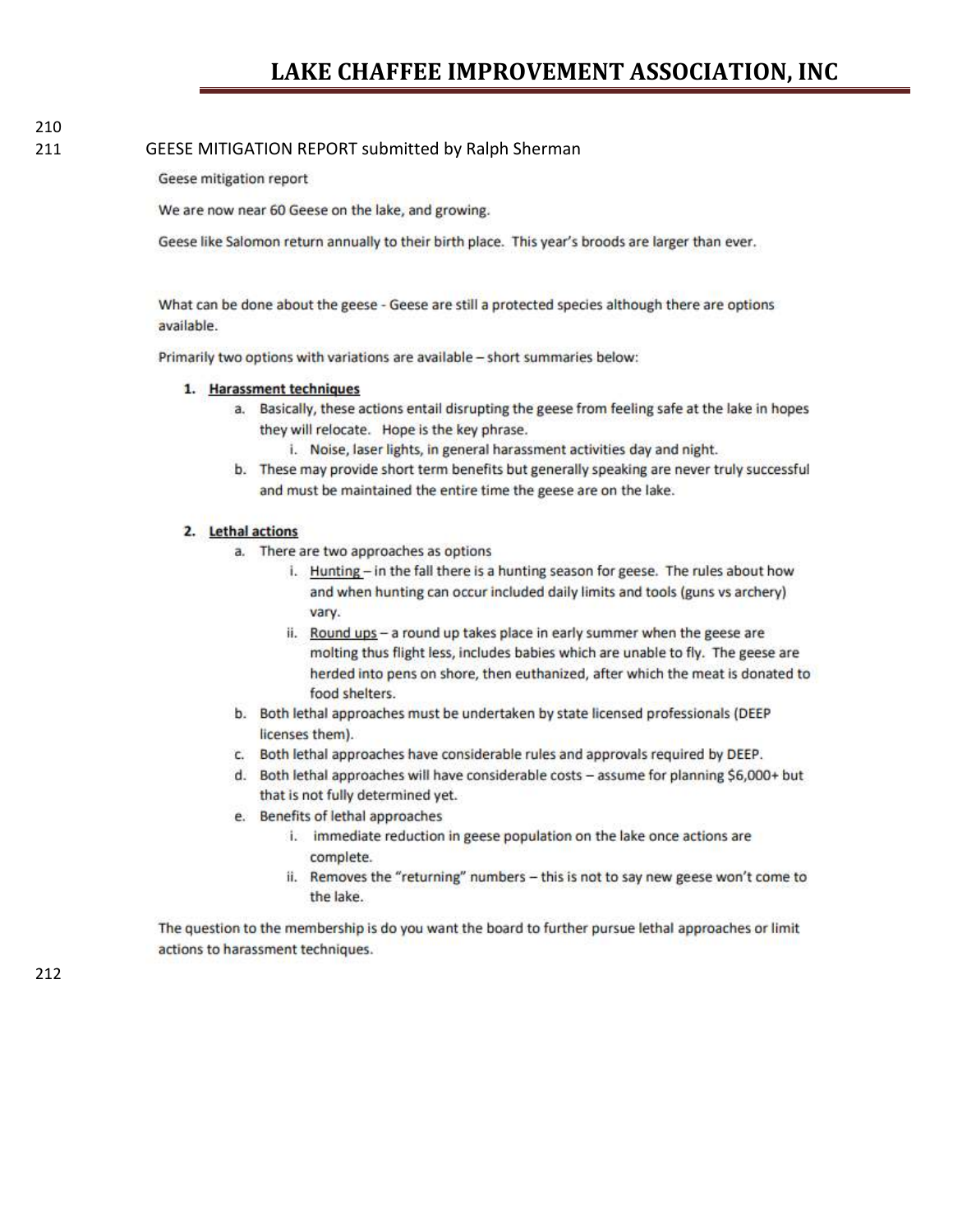GEESE MITIGATION REPORT submitted by Ralph Sherman

Geese mitigation report

We are now near 60 Geese on the lake, and growing.

Geese like Salomon return annually to their birth place. This year's broods are larger than ever.

What can be done about the geese - Geese are still a protected species although there are options available.

Primarily two options with variations are available – short summaries below:

1. **Harassment techniques**
   a. Basically, these actions entail disrupting the geese from feeling safe at the lake in hopes they will relocate. Hope is the key phrase.
      i. Noise, laser lights, in general harassment activities day and night.
   b. These may provide short term benefits but generally speaking are never truly successful and must be maintained the entire time the geese are on the lake.

2. **Lethal actions**
   a. There are two approaches as options
      i. Hunting – in the fall there is a hunting season for geese. The rules about how and when hunting can occur included daily limits and tools (guns vs archery) vary.
      ii. Round ups – a round up takes place in early summer when the geese are molting thus flight less, includes babies which are unable to fly. The geese are herded into pens on shore, then euthanized, after which the meat is donated to food shelters.
   b. Both lethal approaches must be undertaken by state licensed professionals (DEEP licenses them).
   c. Both lethal approaches have considerable rules and approvals required by DEEP.
   d. Both lethal approaches will have considerable costs – assume for planning $6,000+ but that is not fully determined yet.
   e. Benefits of lethal approaches
      i. immediate reduction in geese population on the lake once actions are complete.
      ii. Removes the "returning" numbers – this is not to say new geese won't come to the lake.

The question to the membership is do you want the board to further pursue lethal approaches or limit actions to harassment techniques.